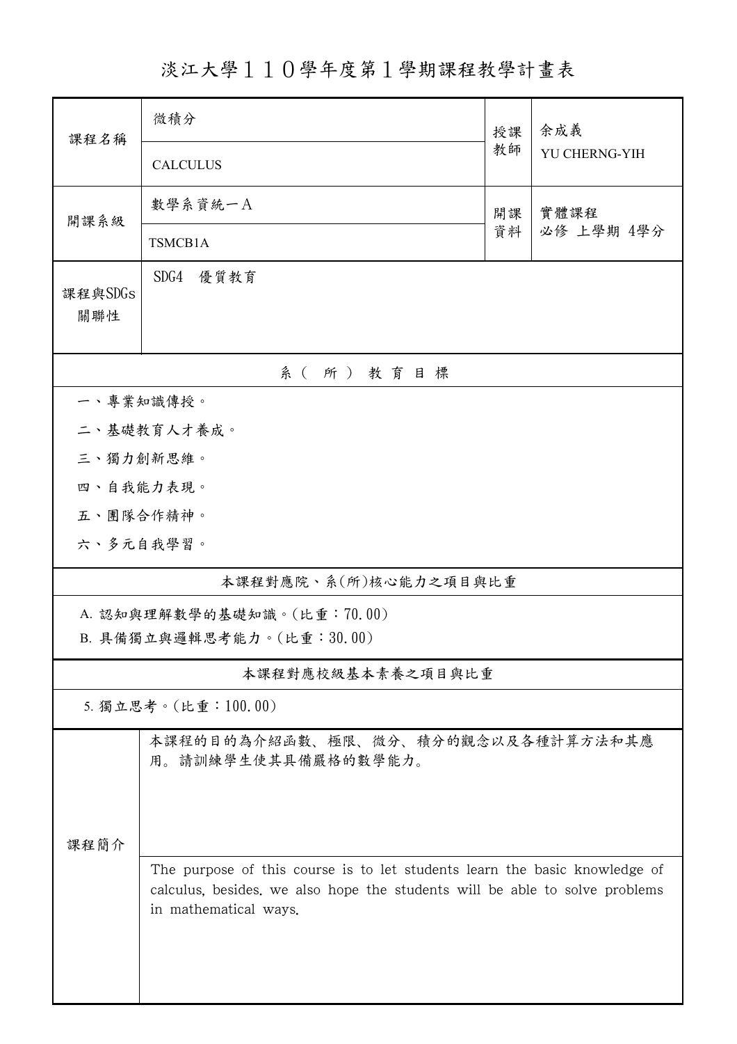# 淡江大學１１０學年度第１學期課程教學計畫表

| 課程名稱 | 微積分<br>CALCULUS | 授課教師 | 余成義<br>YU CHERNG-YIH |
|---|---|---|---|
| 開課系級 | 數學系資統一A<br>TSMCB1A | 開課資料 | 實體課程<br>必修 上學期 4學分 |
| 課程與SDGs關聯性 | SDG4　優質教育 | | |

## 系（所）教育目標

一、專業知識傳授。

二、基礎教育人才養成。

三、獨力創新思維。

四、自我能力表現。

五、團隊合作精神。

六、多元自我學習。

## 本課程對應院、系(所)核心能力之項目與比重

A. 認知與理解數學的基礎知識。(比重：70.00)

B. 具備獨立與邏輯思考能力。(比重：30.00)

## 本課程對應校級基本素養之項目與比重

5. 獨立思考。(比重：100.00)

## 課程簡介

本課程的目的為介紹函數、極限、微分、積分的觀念以及各種計算方法和其應用。請訓練學生使其具備嚴格的數學能力。

The purpose of this course is to let students learn the basic knowledge of calculus, besides, we also hope the students will be able to solve problems in mathematical ways.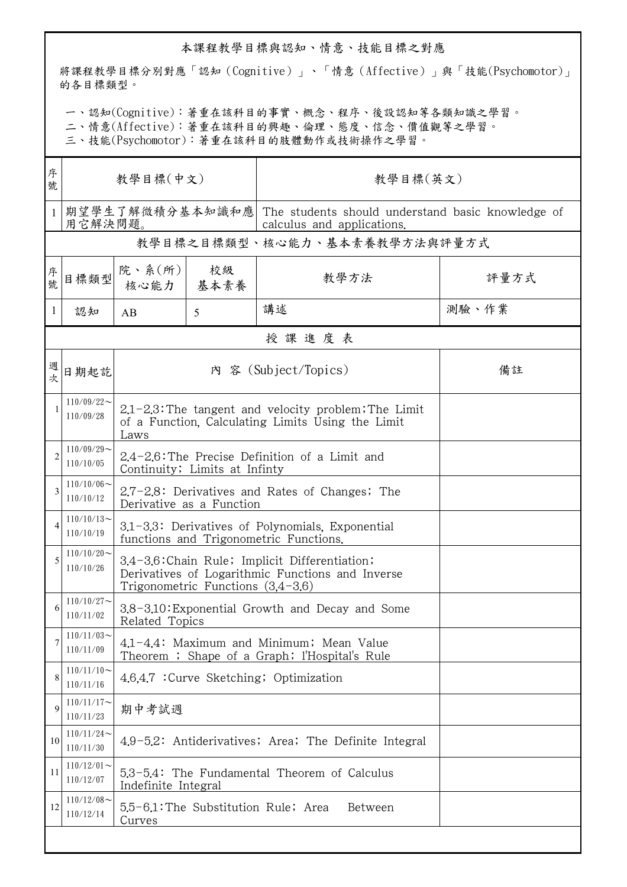## 本課程教學目標與認知、情意、技能目標之對應

將課程教學目標分別對應「認知（Cognitive）」、「情意（Affective）」與「技能(Psychomotor)」的各目標類型。

一、認知(Cognitive)：著重在該科目的事實、概念、程序、後設認知等各類知識之學習。
二、情意(Affective)：著重在該科目的興趣、倫理、態度、信念、價值觀等之學習。
三、技能(Psychomotor)：著重在該科目的肢體動作或技術操作之學習。

| 序號 | 教學目標(中文) | 教學目標(英文) |
|---|---|---|
| 1 | 期望學生了解微積分基本知識和應用它解決問題。 | The students should understand basic knowledge of calculus and applications. |

### 教學目標之目標類型、核心能力、基本素養教學方法與評量方式

| 序號 | 目標類型 | 院、系(所)核心能力 | 校級基本素養 | 教學方法 | 評量方式 |
|---|---|---|---|---|---|
| 1 | 認知 | AB | 5 | 講述 | 測驗、作業 |

### 授 課 進 度 表

| 週次 | 日期起訖 | 內 容 (Subject/Topics) | 備註 |
|---|---|---|---|
| 1 | 110/09/22～110/09/28 | 2.1-2.3:The tangent and velocity problem;The Limit of a Function, Calculating Limits Using the Limit Laws | |
| 2 | 110/09/29～110/10/05 | 2.4-2.6:The Precise Definition of a Limit and Continuity; Limits at Infinty | |
| 3 | 110/10/06～110/10/12 | 2.7-2.8: Derivatives and Rates of Changes; The Derivative as a Function | |
| 4 | 110/10/13～110/10/19 | 3.1-3.3: Derivatives of Polynomials, Exponential functions and Trigonometric Functions. | |
| 5 | 110/10/20～110/10/26 | 3.4-3.6:Chain Rule; Implicit Differentiation; Derivatives of Logarithmic Functions and Inverse Trigonometric Functions (3.4-3.6) | |
| 6 | 110/10/27～110/11/02 | 3.8-3.10:Exponential Growth and Decay and Some Related Topics | |
| 7 | 110/11/03～110/11/09 | 4.1-4.4: Maximum and Minimum; Mean Value Theorem ; Shape of a Graph; l'Hospital's Rule | |
| 8 | 110/11/10～110/11/16 | 4.6,4.7 :Curve Sketching; Optimization | |
| 9 | 110/11/17～110/11/23 | 期中考試週 | |
| 10 | 110/11/24～110/11/30 | 4.9-5.2: Antiderivatives; Area; The Definite Integral | |
| 11 | 110/12/01～110/12/07 | 5.3-5.4: The Fundamental Theorem of Calculus Indefinite Integral | |
| 12 | 110/12/08～110/12/14 | 5.5-6.1:The Substitution Rule; Area Between Curves | |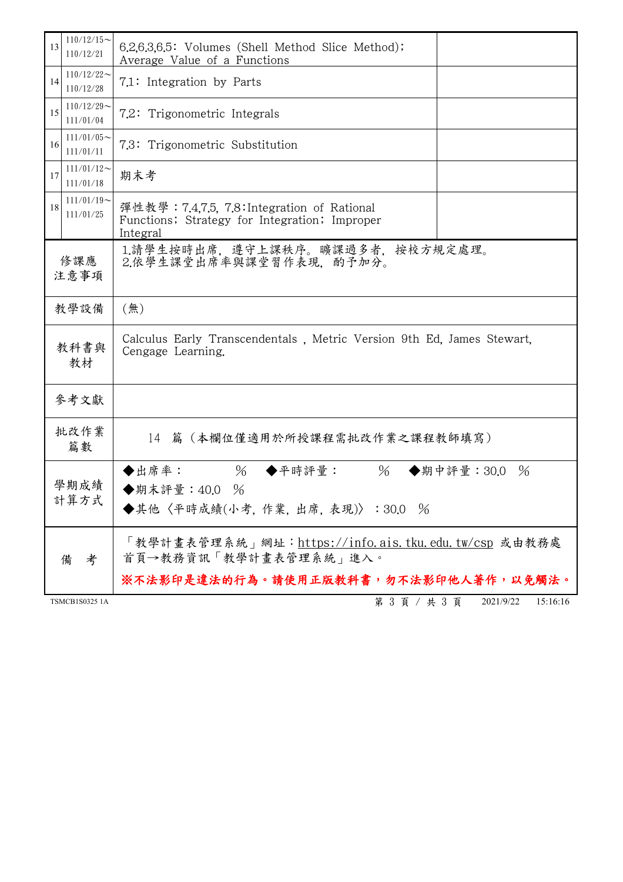| | | | |
|---|---|---|---|
| 13 | 110/12/15～<br>110/12/21 | 6.2,6.3,6.5：Volumes (Shell Method Slice Method)；Average Value of a Functions | |
| 14 | 110/12/22～<br>110/12/28 | 7.1：Integration by Parts | |
| 15 | 110/12/29～<br>111/01/04 | 7.2：Trigonometric Integrals | |
| 16 | 111/01/05～<br>111/01/11 | 7.3：Trigonometric Substitution | |
| 17 | 111/01/12～<br>111/01/18 | 期末考 | |
| 18 | 111/01/19～<br>111/01/25 | 彈性教學：7.4,7.5, 7.8:Integration of Rational Functions；Strategy for Integration；Improper Integral | |

| | |
|---|---|
| 修課應注意事項 | 1.請學生按時出席，遵守上課秩序。曠課過多者，按校方規定處理。<br>2.依學生課堂出席率與課堂習作表現，酌予加分。 |
| 教學設備 | (無) |
| 教科書與教材 | Calculus Early Transcendentals , Metric Version 9th Ed, James Stewart, Cengage Learning. |
| 參考文獻 | |
| 批改作業篇數 | 14 篇（本欄位僅適用於所授課程需批改作業之課程教師填寫） |
| 學期成績計算方式 | ◆出席率：　　% ◆平時評量：　　% ◆期中評量：30.0 %<br>◆期末評量：40.0 %<br>◆其他〈平時成績(小考，作業，出席，表現)〉：30.0 % |
| 備　考 | 「教學計畫表管理系統」網址：https://info.ais.tku.edu.tw/csp 或由教務處首頁→教務資訊「教學計畫表管理系統」進入。<br>**※不法影印是違法的行為。請使用正版教科書，勿不法影印他人著作，以免觸法。** |

TSMCB1S0325 1A　　2021/9/22　15:16:16